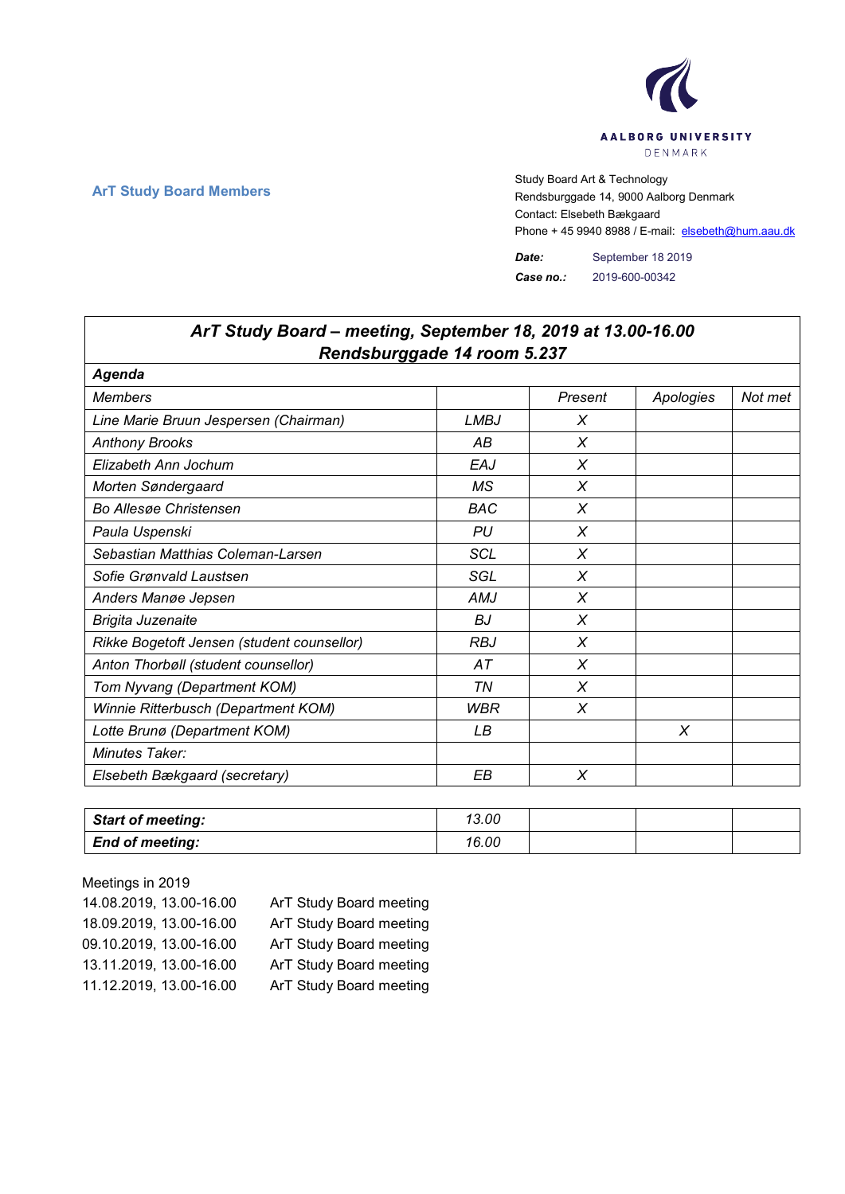AALBORG UNIVERSITY
DENMARK

**ArT Study Board Members**

Study Board Art & Technology
Rendsburggade 14, 9000 Aalborg Denmark
Contact: Elsebeth Bækgaard
Phone + 45 9940 8988 / E-mail: elsebeth@hum.aau.dk

***Date:*** September 18 2019
***Case no.:*** 2019-600-00342

| ***ArT Study Board – meeting, September 18, 2019 at 13.00-16.00 Rendsburggade 14 room 5.237*** | | | | |
|---|---|---|---|---|
| ***Agenda*** | | | | |
| *Members* | | *Present* | *Apologies* | *Not met* |
| *Line Marie Bruun Jespersen (Chairman)* | *LMBJ* | *X* | | |
| *Anthony Brooks* | *AB* | *X* | | |
| *Elizabeth Ann Jochum* | *EAJ* | *X* | | |
| *Morten Søndergaard* | *MS* | *X* | | |
| *Bo Allesøe Christensen* | *BAC* | *X* | | |
| *Paula Uspenski* | *PU* | *X* | | |
| *Sebastian Matthias Coleman-Larsen* | *SCL* | *X* | | |
| *Sofie Grønvald Laustsen* | *SGL* | *X* | | |
| *Anders Manøe Jepsen* | *AMJ* | *X* | | |
| *Brigita Juzenaite* | *BJ* | *X* | | |
| *Rikke Bogetoft Jensen (student counsellor)* | *RBJ* | *X* | | |
| *Anton Thorbøll (student counsellor)* | *AT* | *X* | | |
| *Tom Nyvang (Department KOM)* | *TN* | *X* | | |
| *Winnie Ritterbusch (Department KOM)* | *WBR* | *X* | | |
| *Lotte Brunø (Department KOM)* | *LB* | | *X* | |
| *Minutes Taker:* | | | | |
| *Elsebeth Bækgaard (secretary)* | *EB* | *X* | | |

| ***Start of meeting:*** | *13.00* | | | |
|---|---|---|---|---|
| ***End of meeting:*** | *16.00* | | | |

Meetings in 2019

| | |
|---|---|
| 14.08.2019, 13.00-16.00 | ArT Study Board meeting |
| 18.09.2019, 13.00-16.00 | ArT Study Board meeting |
| 09.10.2019, 13.00-16.00 | ArT Study Board meeting |
| 13.11.2019, 13.00-16.00 | ArT Study Board meeting |
| 11.12.2019, 13.00-16.00 | ArT Study Board meeting |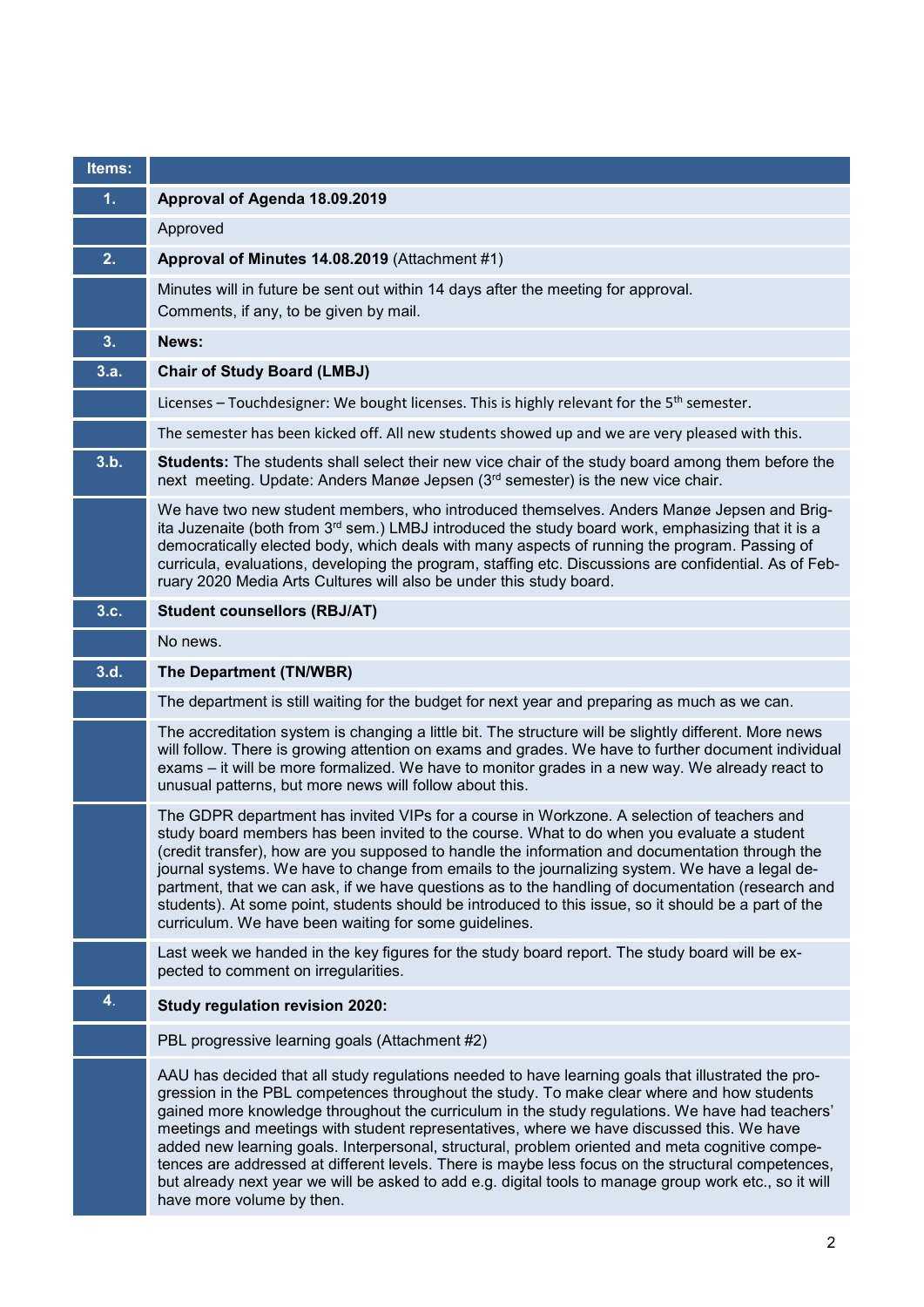| Items: | |
|---|---|
| **1.** | **Approval of Agenda 18.09.2019** |
| | Approved |
| **2.** | **Approval of Minutes 14.08.2019** (Attachment #1) |
| | Minutes will in future be sent out within 14 days after the meeting for approval. Comments, if any, to be given by mail. |
| **3.** | **News:** |
| **3.a.** | **Chair of Study Board (LMBJ)** |
| | Licenses – Touchdesigner: We bought licenses. This is highly relevant for the 5th semester. |
| | The semester has been kicked off. All new students showed up and we are very pleased with this. |
| **3.b.** | **Students:** The students shall select their new vice chair of the study board among them before the next meeting. Update: Anders Manøe Jepsen (3rd semester) is the new vice chair. |
| | We have two new student members, who introduced themselves. Anders Manøe Jepsen and Brigita Juzenaite (both from 3rd sem.) LMBJ introduced the study board work, emphasizing that it is a democratically elected body, which deals with many aspects of running the program. Passing of curricula, evaluations, developing the program, staffing etc. Discussions are confidential. As of February 2020 Media Arts Cultures will also be under this study board. |
| **3.c.** | **Student counsellors (RBJ/AT)** |
| | No news. |
| **3.d.** | **The Department (TN/WBR)** |
| | The department is still waiting for the budget for next year and preparing as much as we can. |
| | The accreditation system is changing a little bit. The structure will be slightly different. More news will follow. There is growing attention on exams and grades. We have to further document individual exams – it will be more formalized. We have to monitor grades in a new way. We already react to unusual patterns, but more news will follow about this. |
| | The GDPR department has invited VIPs for a course in Workzone. A selection of teachers and study board members has been invited to the course. What to do when you evaluate a student (credit transfer), how are you supposed to handle the information and documentation through the journal systems. We have to change from emails to the journalizing system. We have a legal department, that we can ask, if we have questions as to the handling of documentation (research and students). At some point, students should be introduced to this issue, so it should be a part of the curriculum. We have been waiting for some guidelines. |
| | Last week we handed in the key figures for the study board report. The study board will be expected to comment on irregularities. |
| **4.** | **Study regulation revision 2020:** |
| | PBL progressive learning goals (Attachment #2) |
| | AAU has decided that all study regulations needed to have learning goals that illustrated the progression in the PBL competences throughout the study. To make clear where and how students gained more knowledge throughout the curriculum in the study regulations. We have had teachers' meetings and meetings with student representatives, where we have discussed this. We have added new learning goals. Interpersonal, structural, problem oriented and meta cognitive competences are addressed at different levels. There is maybe less focus on the structural competences, but already next year we will be asked to add e.g. digital tools to manage group work etc., so it will have more volume by then. |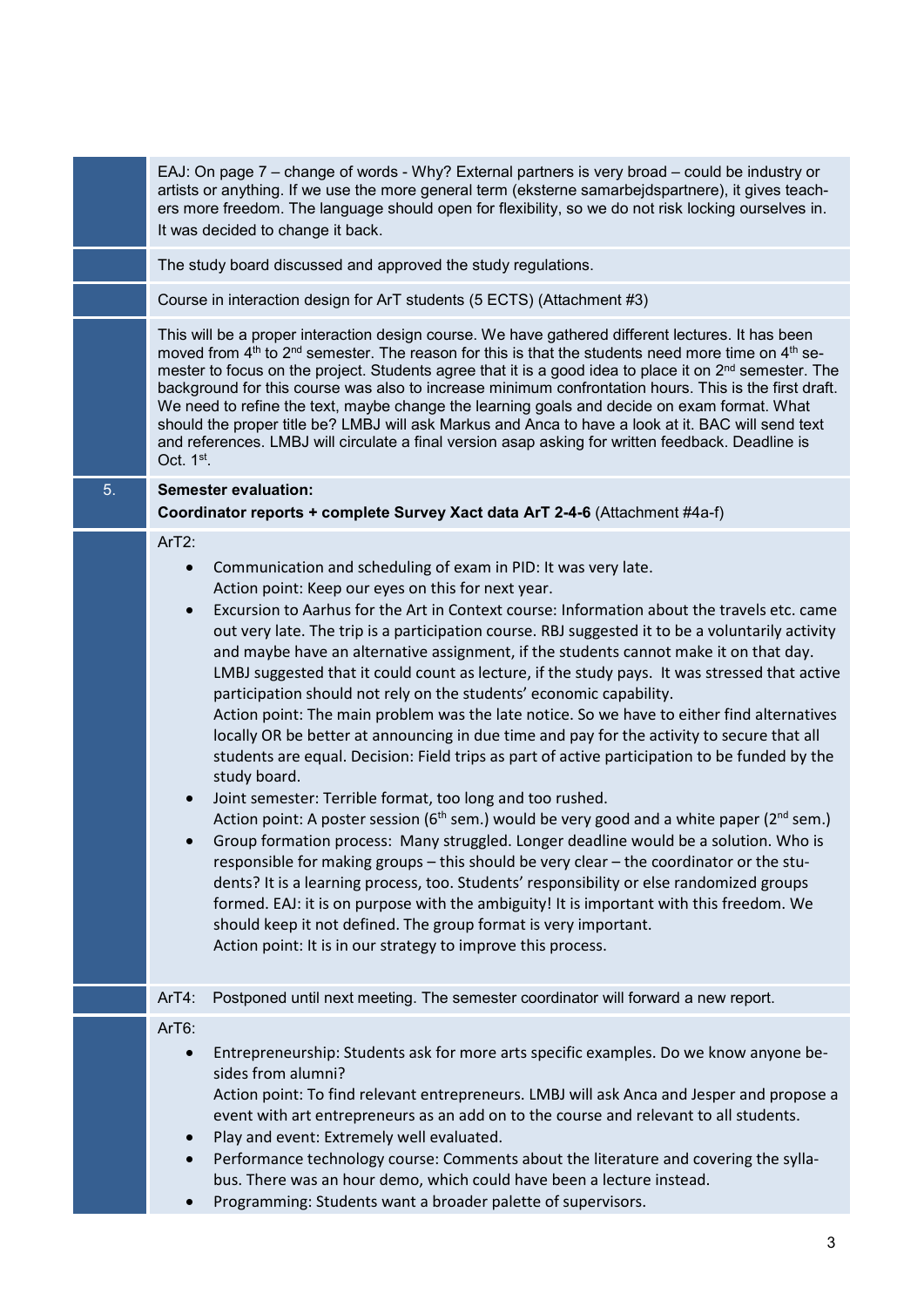EAJ: On page 7 – change of words - Why? External partners is very broad – could be industry or artists or anything. If we use the more general term (eksterne samarbejdspartnere), it gives teachers more freedom. The language should open for flexibility, so we do not risk locking ourselves in. It was decided to change it back.

The study board discussed and approved the study regulations.

Course in interaction design for ArT students (5 ECTS) (Attachment #3)

This will be a proper interaction design course. We have gathered different lectures. It has been moved from 4th to 2nd semester. The reason for this is that the students need more time on 4th semester to focus on the project. Students agree that it is a good idea to place it on 2nd semester. The background for this course was also to increase minimum confrontation hours. This is the first draft. We need to refine the text, maybe change the learning goals and decide on exam format. What should the proper title be? LMBJ will ask Markus and Anca to have a look at it. BAC will send text and references. LMBJ will circulate a final version asap asking for written feedback. Deadline is Oct. 1st.

## 5. Semester evaluation:

**Coordinator reports + complete Survey Xact data ArT 2-4-6** (Attachment #4a-f)

ArT2:

- Communication and scheduling of exam in PID: It was very late.
  Action point: Keep our eyes on this for next year.
- Excursion to Aarhus for the Art in Context course: Information about the travels etc. came out very late. The trip is a participation course. RBJ suggested it to be a voluntarily activity and maybe have an alternative assignment, if the students cannot make it on that day. LMBJ suggested that it could count as lecture, if the study pays. It was stressed that active participation should not rely on the students' economic capability.
  Action point: The main problem was the late notice. So we have to either find alternatives locally OR be better at announcing in due time and pay for the activity to secure that all students are equal. Decision: Field trips as part of active participation to be funded by the study board.
- Joint semester: Terrible format, too long and too rushed.
  Action point: A poster session (6th sem.) would be very good and a white paper (2nd sem.)
- Group formation process: Many struggled. Longer deadline would be a solution. Who is responsible for making groups – this should be very clear – the coordinator or the students? It is a learning process, too. Students' responsibility or else randomized groups formed. EAJ: it is on purpose with the ambiguity! It is important with this freedom. We should keep it not defined. The group format is very important.
  Action point: It is in our strategy to improve this process.

ArT4: Postponed until next meeting. The semester coordinator will forward a new report.

ArT6:

- Entrepreneurship: Students ask for more arts specific examples. Do we know anyone besides from alumni?
  Action point: To find relevant entrepreneurs. LMBJ will ask Anca and Jesper and propose a event with art entrepreneurs as an add on to the course and relevant to all students.
- Play and event: Extremely well evaluated.
- Performance technology course: Comments about the literature and covering the syllabus. There was an hour demo, which could have been a lecture instead.
- Programming: Students want a broader palette of supervisors.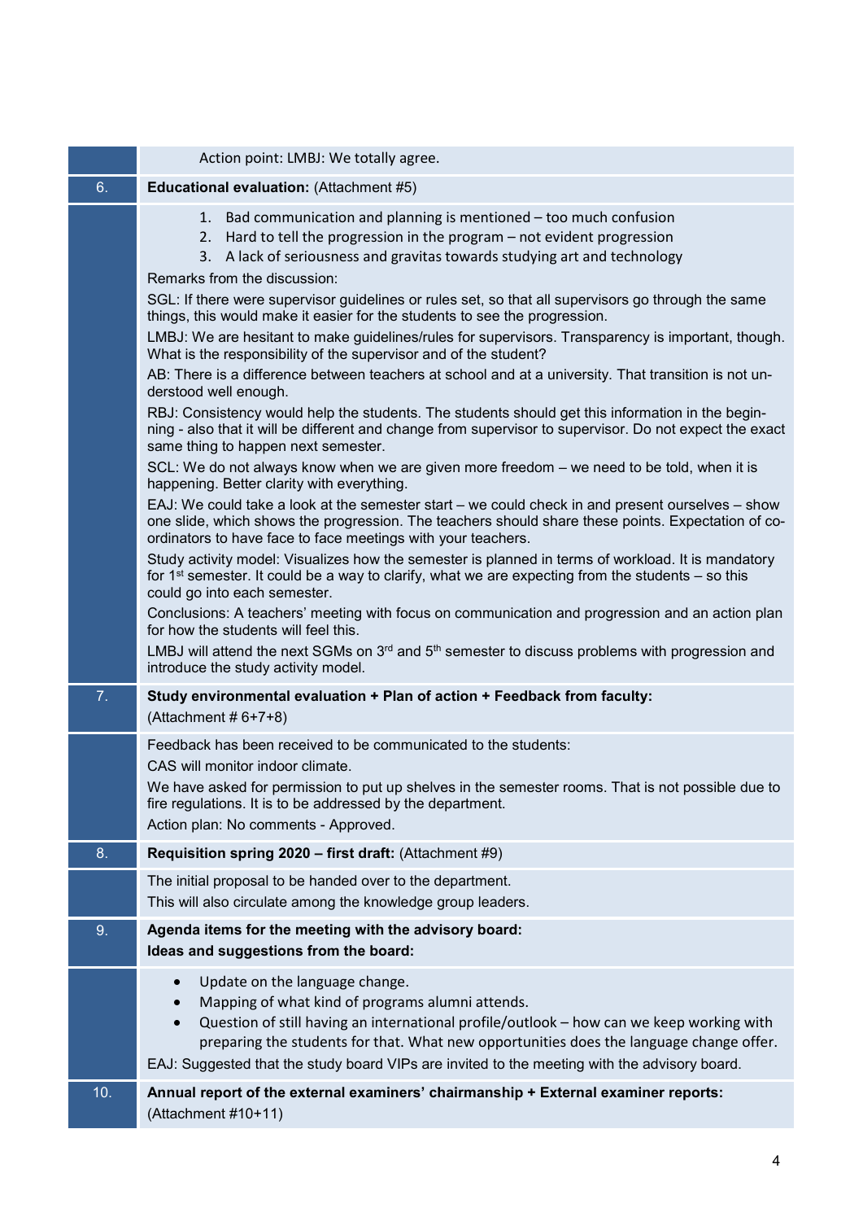| | |
|---|---|
| | Action point: LMBJ: We totally agree. |
| 6. | **Educational evaluation:** (Attachment #5) |
| | 1. Bad communication and planning is mentioned – too much confusion<br>2. Hard to tell the progression in the program – not evident progression<br>3. A lack of seriousness and gravitas towards studying art and technology<br><br>Remarks from the discussion:<br><br>SGL: If there were supervisor guidelines or rules set, so that all supervisors go through the same things, this would make it easier for the students to see the progression.<br><br>LMBJ: We are hesitant to make guidelines/rules for supervisors. Transparency is important, though. What is the responsibility of the supervisor and of the student?<br><br>AB: There is a difference between teachers at school and at a university. That transition is not understood well enough.<br><br>RBJ: Consistency would help the students. The students should get this information in the beginning - also that it will be different and change from supervisor to supervisor. Do not expect the exact same thing to happen next semester.<br><br>SCL: We do not always know when we are given more freedom – we need to be told, when it is happening. Better clarity with everything.<br><br>EAJ: We could take a look at the semester start – we could check in and present ourselves – show one slide, which shows the progression. The teachers should share these points. Expectation of coordinators to have face to face meetings with your teachers.<br><br>Study activity model: Visualizes how the semester is planned in terms of workload. It is mandatory for 1st semester. It could be a way to clarify, what we are expecting from the students – so this could go into each semester.<br><br>Conclusions: A teachers' meeting with focus on communication and progression and an action plan for how the students will feel this.<br><br>LMBJ will attend the next SGMs on 3rd and 5th semester to discuss problems with progression and introduce the study activity model. |
| 7. | **Study environmental evaluation + Plan of action + Feedback from faculty:** (Attachment # 6+7+8) |
| | Feedback has been received to be communicated to the students:<br><br>CAS will monitor indoor climate.<br><br>We have asked for permission to put up shelves in the semester rooms. That is not possible due to fire regulations. It is to be addressed by the department.<br><br>Action plan: No comments - Approved. |
| 8. | **Requisition spring 2020 – first draft:** (Attachment #9) |
| | The initial proposal to be handed over to the department.<br><br>This will also circulate among the knowledge group leaders. |
| 9. | **Agenda items for the meeting with the advisory board:**<br>**Ideas and suggestions from the board:** |
| | • Update on the language change.<br>• Mapping of what kind of programs alumni attends.<br>• Question of still having an international profile/outlook – how can we keep working with preparing the students for that. What new opportunities does the language change offer.<br><br>EAJ: Suggested that the study board VIPs are invited to the meeting with the advisory board. |
| 10. | **Annual report of the external examiners' chairmanship + External examiner reports:** (Attachment #10+11) |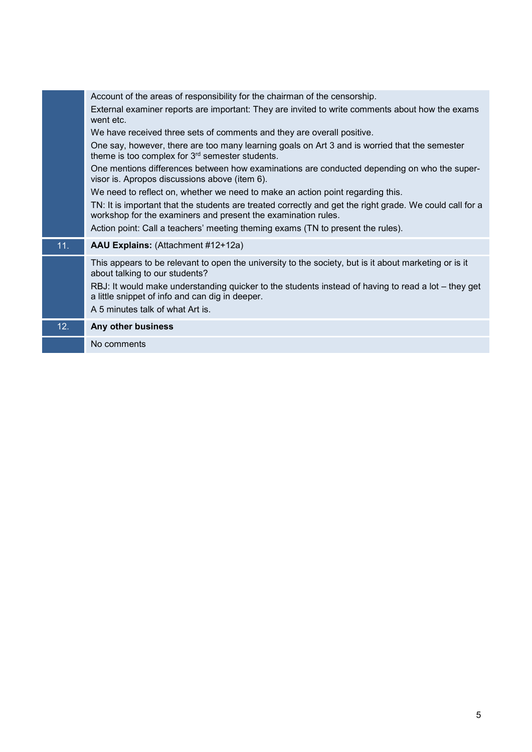| | |
|---|---|
| | Account of the areas of responsibility for the chairman of the censorship.<br>External examiner reports are important: They are invited to write comments about how the exams went etc.<br>We have received three sets of comments and they are overall positive.<br>One say, however, there are too many learning goals on Art 3 and is worried that the semester theme is too complex for 3rd semester students.<br>One mentions differences between how examinations are conducted depending on who the supervisor is. Apropos discussions above (item 6).<br>We need to reflect on, whether we need to make an action point regarding this.<br>TN: It is important that the students are treated correctly and get the right grade. We could call for a workshop for the examiners and present the examination rules.<br>Action point: Call a teachers' meeting theming exams (TN to present the rules). |
| 11. | **AAU Explains:** (Attachment #12+12a) |
| | This appears to be relevant to open the university to the society, but is it about marketing or is it about talking to our students?<br>RBJ: It would make understanding quicker to the students instead of having to read a lot – they get a little snippet of info and can dig in deeper.<br>A 5 minutes talk of what Art is. |
| 12. | **Any other business** |
| | No comments |